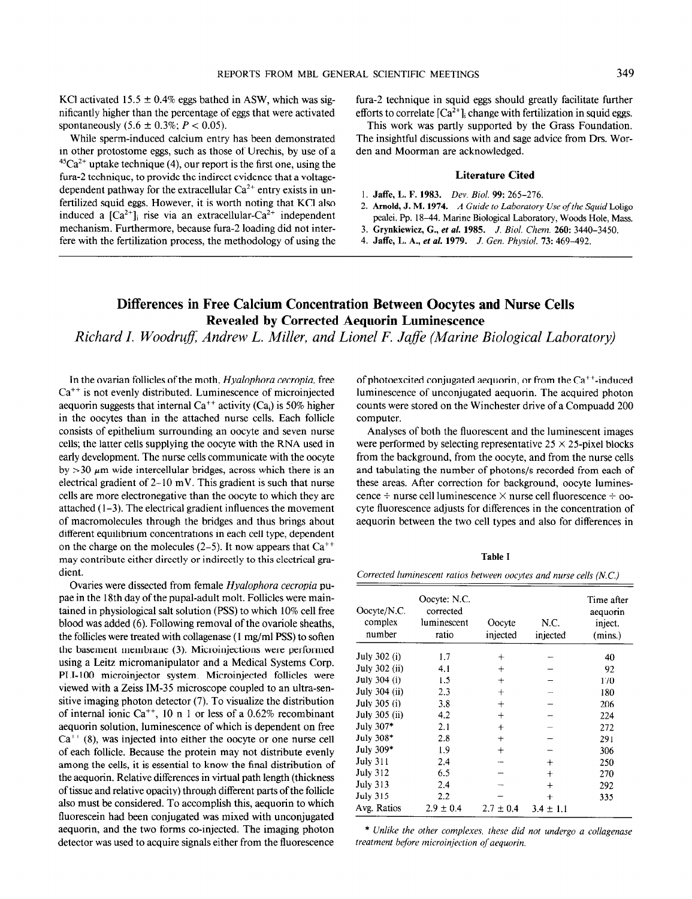KCl activated 15.5 ± 0.4% eggs bathed in ASW, which was significantly higher than the percentage of eggs that were activated spontaneously (5.6 ± 0.3%; $P < 0.05$).

While sperm-induced calcium entry has been demonstrated in other protostome eggs, such as those of Urechis, by use of a $^{45}Ca^{2+}$ uptake technique (4), our report is the first one, using the fura-2 technique, to provide the indirect evidence that a voltage-dependent pathway for the extracellular $Ca^{2+}$ entry exists in unfertilized squid eggs. However, it is worth noting that KCl also induced a $[Ca^{2+}]_i$ rise via an extracellular-$Ca^{2+}$ independent mechanism. Furthermore, because fura-2 loading did not interfere with the fertilization process, the methodology of using the fura-2 technique in squid eggs should greatly facilitate further efforts to correlate $[Ca^{2+}]_i$ change with fertilization in squid eggs.

This work was partly supported by the Grass Foundation. The insightful discussions with and sage advice from Drs. Worden and Moorman are acknowledged.

### Literature Cited

1. **Jaffe, L. F. 1983.** *Dev. Biol.* **99:** 265–276.
2. **Arnold, J. M. 1974.** *A Guide to Laboratory Use of the Squid* Loligo pealei. Pp. 18–44. Marine Biological Laboratory, Woods Hole, Mass.
3. **Grynkiewicz, G.,** *et al.* **1985.** *J. Biol. Chem.* **260:** 3440–3450.
4. **Jaffe, L. A.,** *et al.* **1979.** *J. Gen. Physiol.* **73:** 469–492.

## Differences in Free Calcium Concentration Between Oocytes and Nurse Cells Revealed by Corrected Aequorin Luminescence

*Richard I. Woodruff, Andrew L. Miller, and Lionel F. Jaffe (Marine Biological Laboratory)*

In the ovarian follicles of the moth, *Hyalophora cecropia*, free $Ca^{++}$ is not evenly distributed. Luminescence of microinjected aequorin suggests that internal $Ca^{++}$ activity ($Ca_i$) is 50% higher in the oocytes than in the attached nurse cells. Each follicle consists of epithelium surrounding an oocyte and seven nurse cells; the latter cells supplying the oocyte with the RNA used in early development. The nurse cells communicate with the oocyte by >30 $\mu$m wide intercellular bridges, across which there is an electrical gradient of 2–10 mV. This gradient is such that nurse cells are more electronegative than the oocyte to which they are attached (1–3). The electrical gradient influences the movement of macromolecules through the bridges and thus brings about different equilibrium concentrations in each cell type, dependent on the charge on the molecules (2–5). It now appears that $Ca^{++}$ may contribute either directly or indirectly to this electrical gradient.

Ovaries were dissected from female *Hyalophora cecropia* pupae in the 18th day of the pupal-adult molt. Follicles were maintained in physiological salt solution (PSS) to which 10% cell free blood was added (6). Following removal of the ovariole sheaths, the follicles were treated with collagenase (1 mg/ml PSS) to soften the basement membrane (3). Microinjections were performed using a Leitz micromanipulator and a Medical Systems Corp. PLI-100 microinjector system. Microinjected follicles were viewed with a Zeiss IM-35 microscope coupled to an ultra-sensitive imaging photon detector (7). To visualize the distribution of internal ionic $Ca^{++}$, 10 n l or less of a 0.62% recombinant aequorin solution, luminescence of which is dependent on free $Ca^{++}$ (8), was injected into either the oocyte or one nurse cell of each follicle. Because the protein may not distribute evenly among the cells, it is essential to know the final distribution of the aequorin. Relative differences in virtual path length (thickness of tissue and relative opacity) through different parts of the follicle also must be considered. To accomplish this, aequorin to which fluorescein had been conjugated was mixed with unconjugated aequorin, and the two forms co-injected. The imaging photon detector was used to acquire signals either from the fluorescence of photoexcited conjugated aequorin, or from the $Ca^{++}$-induced luminescence of unconjugated aequorin. The acquired photon counts were stored on the Winchester drive of a Compuadd 200 computer.

Analyses of both the fluorescent and the luminescent images were performed by selecting representative 25 × 25-pixel blocks from the background, from the oocyte, and from the nurse cells and tabulating the number of photons/s recorded from each of these areas. After correction for background, oocyte luminescence ÷ nurse cell luminescence × nurse cell fluorescence ÷ oocyte fluorescence adjusts for differences in the concentration of aequorin between the two cell types and also for differences in

**Table I**

*Corrected luminescent ratios between oocytes and nurse cells (N.C.)*

| Oocyte/N.C. complex number | Oocyte: N.C. corrected luminescent ratio | Oocyte injected | N.C. injected | Time after aequorin inject. (mins.) |
|---|---|---|---|---|
| July 302 (i) | 1.7 | + | – | 40 |
| July 302 (ii) | 4.1 | + | – | 92 |
| July 304 (i) | 1.5 | + | – | 170 |
| July 304 (ii) | 2.3 | + | – | 180 |
| July 305 (i) | 3.8 | + | – | 206 |
| July 305 (ii) | 4.2 | + | – | 224 |
| July 307* | 2.1 | + | – | 272 |
| July 308* | 2.8 | + | – | 291 |
| July 309* | 1.9 | + | – | 306 |
| July 311 | 2.4 | – | + | 250 |
| July 312 | 6.5 | – | + | 270 |
| July 313 | 2.4 | – | + | 292 |
| July 315 | 2.2 | – | + | 335 |
| Avg. Ratios | 2.9 ± 0.4 | 2.7 ± 0.4 | 3.4 ± 1.1 | |

\* *Unlike the other complexes, these did not undergo a collagenase treatment before microinjection of aequorin.*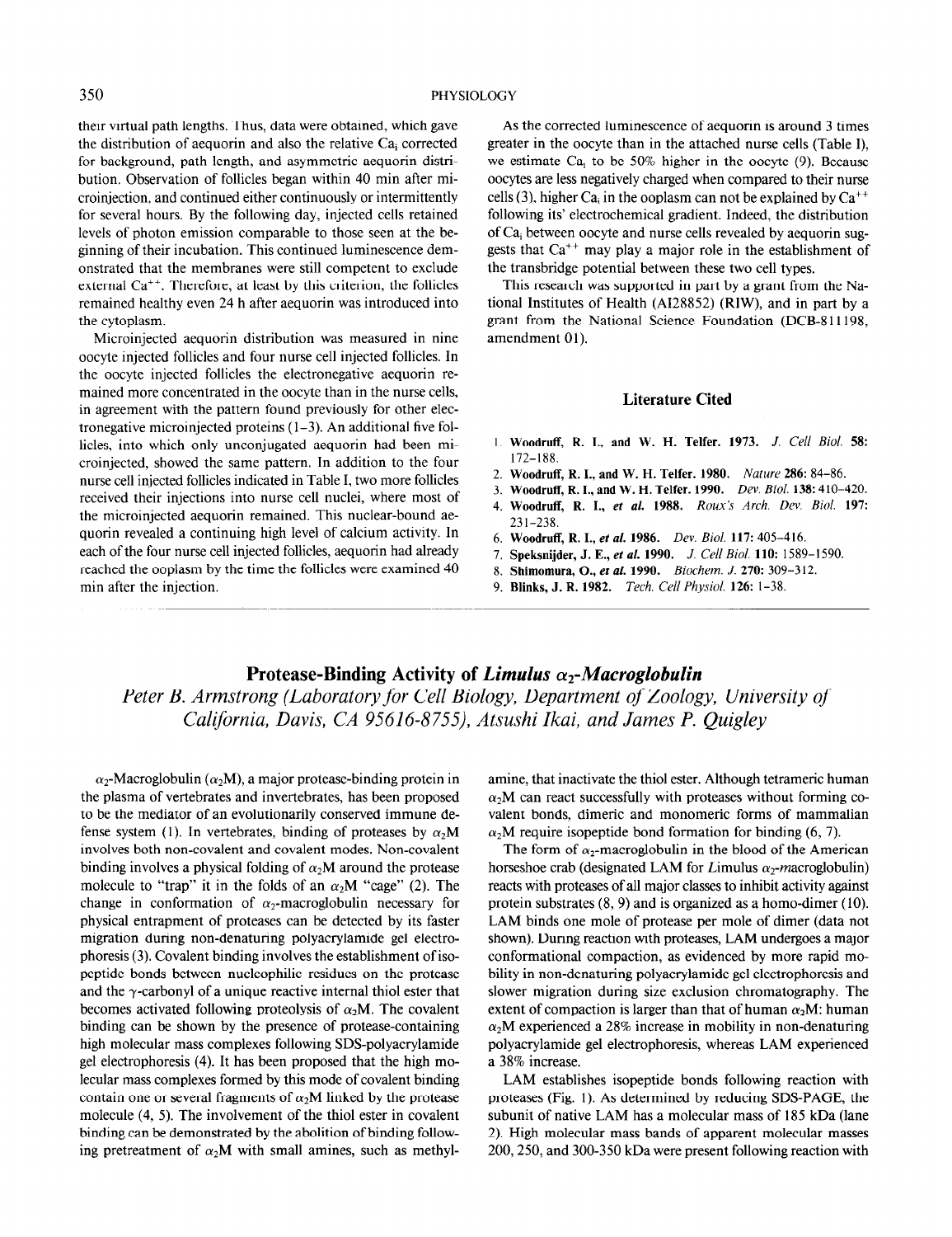their virtual path lengths. Thus, data were obtained, which gave the distribution of aequorin and also the relative $Ca_i$ corrected for background, path length, and asymmetric aequorin distribution. Observation of follicles began within 40 min after microinjection, and continued either continuously or intermittently for several hours. By the following day, injected cells retained levels of photon emission comparable to those seen at the beginning of their incubation. This continued luminescence demonstrated that the membranes were still competent to exclude external $Ca^{++}$. Therefore, at least by this criterion, the follicles remained healthy even 24 h after aequorin was introduced into the cytoplasm.

Microinjected aequorin distribution was measured in nine oocyte injected follicles and four nurse cell injected follicles. In the oocyte injected follicles the electronegative aequorin remained more concentrated in the oocyte than in the nurse cells, in agreement with the pattern found previously for other electronegative microinjected proteins (1–3). An additional five follicles, into which only unconjugated aequorin had been microinjected, showed the same pattern. In addition to the four nurse cell injected follicles indicated in Table I, two more follicles received their injections into nurse cell nuclei, where most of the microinjected aequorin remained. This nuclear-bound aequorin revealed a continuing high level of calcium activity. In each of the four nurse cell injected follicles, aequorin had already reached the ooplasm by the time the follicles were examined 40 min after the injection.

As the corrected luminescence of aequorin is around 3 times greater in the oocyte than in the attached nurse cells (Table I), we estimate $Ca_i$ to be 50% higher in the oocyte (9). Because oocytes are less negatively charged when compared to their nurse cells (3), higher $Ca_i$ in the ooplasm can not be explained by $Ca^{++}$ following its' electrochemical gradient. Indeed, the distribution of $Ca_i$ between oocyte and nurse cells revealed by aequorin suggests that $Ca^{++}$ may play a major role in the establishment of the transbridge potential between these two cell types.

This research was supported in part by a grant from the National Institutes of Health (AI28852) (RIW), and in part by a grant from the National Science Foundation (DCB-811198, amendment 01).

## Literature Cited

1. **Woodruff, R. I., and W. H. Telfer. 1973.** *J. Cell Biol.* **58:** 172–188.
2. **Woodruff, R. I., and W. H. Telfer. 1980.** *Nature* **286:** 84–86.
3. **Woodruff, R. I., and W. H. Telfer. 1990.** *Dev. Biol.* **138:** 410–420.
4. **Woodruff, R. I., *et al.* 1988.** *Roux's Arch. Dev. Biol.* **197:** 231–238.
6. **Woodruff, R. I., *et al.* 1986.** *Dev. Biol.* **117:** 405–416.
7. **Speksnijder, J. E., *et al.* 1990.** *J. Cell Biol.* **110:** 1589–1590.
8. **Shimomura, O., *et al.* 1990.** *Biochem. J.* **270:** 309–312.
9. **Blinks, J. R. 1982.** *Tech. Cell Physiol.* **126:** 1–38.

# Protease-Binding Activity of *Limulus* $\alpha_2$-Macroglobulin

*Peter B. Armstrong (Laboratory for Cell Biology, Department of Zoology, University of California, Davis, CA 95616-8755), Atsushi Ikai, and James P. Quigley*

$\alpha_2$-Macroglobulin ($\alpha_2$M), a major protease-binding protein in the plasma of vertebrates and invertebrates, has been proposed to be the mediator of an evolutionarily conserved immune defense system (1). In vertebrates, binding of proteases by $\alpha_2$M involves both non-covalent and covalent modes. Non-covalent binding involves a physical folding of $\alpha_2$M around the protease molecule to "trap" it in the folds of an $\alpha_2$M "cage" (2). The change in conformation of $\alpha_2$-macroglobulin necessary for physical entrapment of proteases can be detected by its faster migration during non-denaturing polyacrylamide gel electrophoresis (3). Covalent binding involves the establishment of isopeptide bonds between nucleophilic residues on the protease and the $\gamma$-carbonyl of a unique reactive internal thiol ester that becomes activated following proteolysis of $\alpha_2$M. The covalent binding can be shown by the presence of protease-containing high molecular mass complexes following SDS-polyacrylamide gel electrophoresis (4). It has been proposed that the high molecular mass complexes formed by this mode of covalent binding contain one or several fragments of $\alpha_2$M linked by the protease molecule (4, 5). The involvement of the thiol ester in covalent binding can be demonstrated by the abolition of binding following pretreatment of $\alpha_2$M with small amines, such as methylamine, that inactivate the thiol ester. Although tetrameric human $\alpha_2$M can react successfully with proteases without forming covalent bonds, dimeric and monomeric forms of mammalian $\alpha_2$M require isopeptide bond formation for binding (6, 7).

The form of $\alpha_2$-macroglobulin in the blood of the American horseshoe crab (designated LAM for *Limulus* $\alpha_2$-*m*acroglobulin) reacts with proteases of all major classes to inhibit activity against protein substrates (8, 9) and is organized as a homo-dimer (10). LAM binds one mole of protease per mole of dimer (data not shown). During reaction with proteases, LAM undergoes a major conformational compaction, as evidenced by more rapid mobility in non-denaturing polyacrylamide gel electrophoresis and slower migration during size exclusion chromatography. The extent of compaction is larger than that of human $\alpha_2$M: human $\alpha_2$M experienced a 28% increase in mobility in non-denaturing polyacrylamide gel electrophoresis, whereas LAM experienced a 38% increase.

LAM establishes isopeptide bonds following reaction with proteases (Fig. 1). As determined by reducing SDS-PAGE, the subunit of native LAM has a molecular mass of 185 kDa (lane 2). High molecular mass bands of apparent molecular masses 200, 250, and 300-350 kDa were present following reaction with